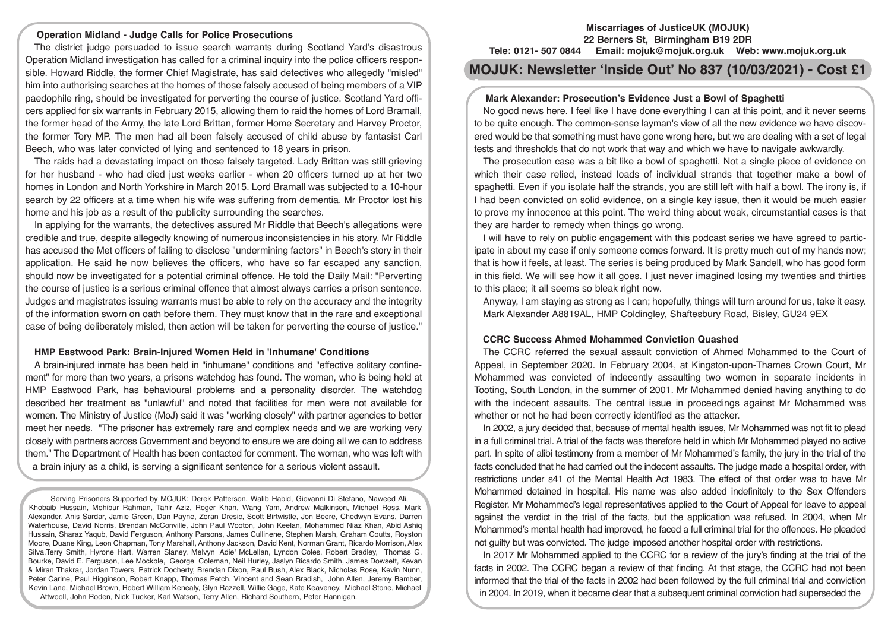**Miscarriages of JusticeUK (MOJUK)**
**22 Berners St, Birmingham B19 2DR**
**Tele: 0121- 507 0844 Email: mojuk@mojuk.org.uk Web: www.mojuk.org.uk**

# MOJUK: Newsletter 'Inside Out' No 837 (10/03/2021) - Cost £1

### Operation Midland - Judge Calls for Police Prosecutions

The district judge persuaded to issue search warrants during Scotland Yard's disastrous Operation Midland investigation has called for a criminal inquiry into the police officers responsible. Howard Riddle, the former Chief Magistrate, has said detectives who allegedly "misled" him into authorising searches at the homes of those falsely accused of being members of a VIP paedophile ring, should be investigated for perverting the course of justice. Scotland Yard officers applied for six warrants in February 2015, allowing them to raid the homes of Lord Bramall, the former head of the Army, the late Lord Brittan, former Home Secretary and Harvey Proctor, the former Tory MP. The men had all been falsely accused of child abuse by fantasist Carl Beech, who was later convicted of lying and sentenced to 18 years in prison.

The raids had a devastating impact on those falsely targeted. Lady Brittan was still grieving for her husband - who had died just weeks earlier - when 20 officers turned up at her two homes in London and North Yorkshire in March 2015. Lord Bramall was subjected to a 10-hour search by 22 officers at a time when his wife was suffering from dementia. Mr Proctor lost his home and his job as a result of the publicity surrounding the searches.

In applying for the warrants, the detectives assured Mr Riddle that Beech's allegations were credible and true, despite allegedly knowing of numerous inconsistencies in his story. Mr Riddle has accused the Met officers of failing to disclose "undermining factors" in Beech's story in their application. He said he now believes the officers, who have so far escaped any sanction, should now be investigated for a potential criminal offence. He told the Daily Mail: "Perverting the course of justice is a serious criminal offence that almost always carries a prison sentence. Judges and magistrates issuing warrants must be able to rely on the accuracy and the integrity of the information sworn on oath before them. They must know that in the rare and exceptional case of being deliberately misled, then action will be taken for perverting the course of justice."

### HMP Eastwood Park: Brain-Injured Women Held in 'Inhumane' Conditions

A brain-injured inmate has been held in "inhumane" conditions and "effective solitary confinement" for more than two years, a prisons watchdog has found. The woman, who is being held at HMP Eastwood Park, has behavioural problems and a personality disorder. The watchdog described her treatment as "unlawful" and noted that facilities for men were not available for women. The Ministry of Justice (MoJ) said it was "working closely" with partner agencies to better meet her needs. "The prisoner has extremely rare and complex needs and we are working very closely with partners across Government and beyond to ensure we are doing all we can to address them." The Department of Health has been contacted for comment. The woman, who was left with a brain injury as a child, is serving a significant sentence for a serious violent assault.

Serving Prisoners Supported by MOJUK: Derek Patterson, Walib Habid, Giovanni Di Stefano, Naweed Ali, Khobaib Hussain, Mohibur Rahman, Tahir Aziz, Roger Khan, Wang Yam, Andrew Malkinson, Michael Ross, Mark Alexander, Anis Sardar, Jamie Green, Dan Payne, Zoran Dresic, Scott Birtwistle, Jon Beere, Chedwyn Evans, Darren Waterhouse, David Norris, Brendan McConville, John Paul Wooton, John Keelan, Mohammed Niaz Khan, Abid Ashiq Hussain, Sharaz Yaqub, David Ferguson, Anthony Parsons, James Cullinene, Stephen Marsh, Graham Coutts, Royston Moore, Duane King, Leon Chapman, Tony Marshall, Anthony Jackson, David Kent, Norman Grant, Ricardo Morrison, Alex Silva,Terry Smith, Hyrone Hart, Warren Slaney, Melvyn 'Adie' McLellan, Lyndon Coles, Robert Bradley, Thomas G. Bourke, David E. Ferguson, Lee Mockble, George Coleman, Neil Hurley, Jaslyn Ricardo Smith, James Dowsett, Kevan & Miran Thakrar, Jordan Towers, Patrick Docherty, Brendan Dixon, Paul Bush, Alex Black, Nicholas Rose, Kevin Nunn, Peter Carine, Paul Higginson, Robert Knapp, Thomas Petch, Vincent and Sean Bradish, John Allen, Jeremy Bamber, Kevin Lane, Michael Brown, Robert William Kenealy, Glyn Razzell, Willie Gage, Kate Keaveney, Michael Stone, Michael Attwooll, John Roden, Nick Tucker, Karl Watson, Terry Allen, Richard Southern, Peter Hannigan.

### Mark Alexander: Prosecution's Evidence Just a Bowl of Spaghetti

No good news here. I feel like I have done everything I can at this point, and it never seems to be quite enough. The common-sense layman's view of all the new evidence we have discovered would be that something must have gone wrong here, but we are dealing with a set of legal tests and thresholds that do not work that way and which we have to navigate awkwardly.

The prosecution case was a bit like a bowl of spaghetti. Not a single piece of evidence on which their case relied, instead loads of individual strands that together make a bowl of spaghetti. Even if you isolate half the strands, you are still left with half a bowl. The irony is, if I had been convicted on solid evidence, on a single key issue, then it would be much easier to prove my innocence at this point. The weird thing about weak, circumstantial cases is that they are harder to remedy when things go wrong.

I will have to rely on public engagement with this podcast series we have agreed to participate in about my case if only someone comes forward. It is pretty much out of my hands now; that is how it feels, at least. The series is being produced by Mark Sandell, who has good form in this field. We will see how it all goes. I just never imagined losing my twenties and thirties to this place; it all seems so bleak right now.

Anyway, I am staying as strong as I can; hopefully, things will turn around for us, take it easy.
Mark Alexander A8819AL, HMP Coldingley, Shaftesbury Road, Bisley, GU24 9EX

### CCRC Success Ahmed Mohammed Conviction Quashed

The CCRC referred the sexual assault conviction of Ahmed Mohammed to the Court of Appeal, in September 2020. In February 2004, at Kingston-upon-Thames Crown Court, Mr Mohammed was convicted of indecently assaulting two women in separate incidents in Tooting, South London, in the summer of 2001. Mr Mohammed denied having anything to do with the indecent assaults. The central issue in proceedings against Mr Mohammed was whether or not he had been correctly identified as the attacker.

In 2002, a jury decided that, because of mental health issues, Mr Mohammed was not fit to plead in a full criminal trial. A trial of the facts was therefore held in which Mr Mohammed played no active part. In spite of alibi testimony from a member of Mr Mohammed's family, the jury in the trial of the facts concluded that he had carried out the indecent assaults. The judge made a hospital order, with restrictions under s41 of the Mental Health Act 1983. The effect of that order was to have Mr Mohammed detained in hospital. His name was also added indefinitely to the Sex Offenders Register. Mr Mohammed's legal representatives applied to the Court of Appeal for leave to appeal against the verdict in the trial of the facts, but the application was refused. In 2004, when Mr Mohammed's mental health had improved, he faced a full criminal trial for the offences. He pleaded not guilty but was convicted. The judge imposed another hospital order with restrictions.

In 2017 Mr Mohammed applied to the CCRC for a review of the jury's finding at the trial of the facts in 2002. The CCRC began a review of that finding. At that stage, the CCRC had not been informed that the trial of the facts in 2002 had been followed by the full criminal trial and conviction in 2004. In 2019, when it became clear that a subsequent criminal conviction had superseded the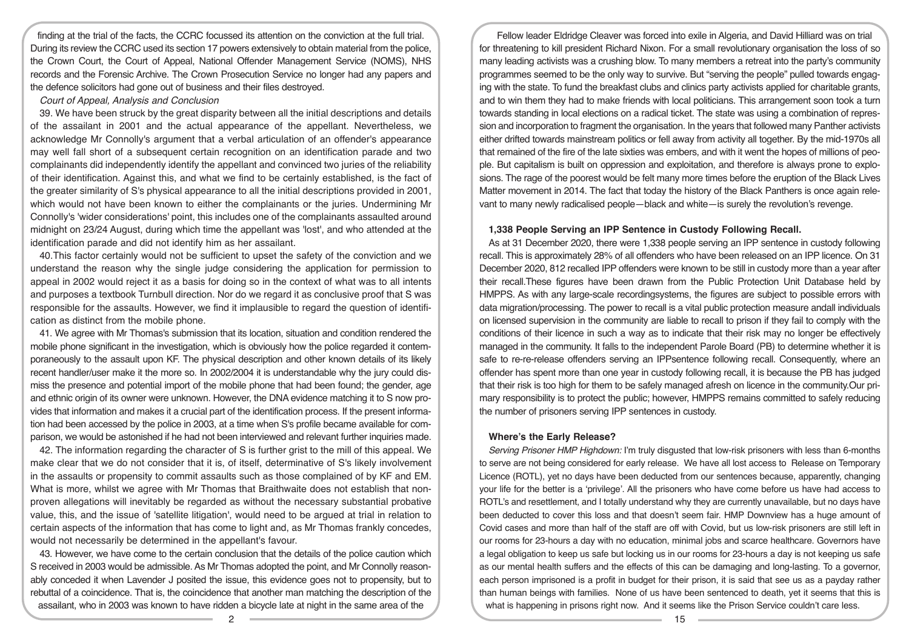finding at the trial of the facts, the CCRC focussed its attention on the conviction at the full trial. During its review the CCRC used its section 17 powers extensively to obtain material from the police, the Crown Court, the Court of Appeal, National Offender Management Service (NOMS), NHS records and the Forensic Archive. The Crown Prosecution Service no longer had any papers and the defence solicitors had gone out of business and their files destroyed.

*Court of Appeal, Analysis and Conclusion*

39. We have been struck by the great disparity between all the initial descriptions and details of the assailant in 2001 and the actual appearance of the appellant. Nevertheless, we acknowledge Mr Connolly's argument that a verbal articulation of an offender's appearance may well fall short of a subsequent certain recognition on an identification parade and two complainants did independently identify the appellant and convinced two juries of the reliability of their identification. Against this, and what we find to be certainly established, is the fact of the greater similarity of S's physical appearance to all the initial descriptions provided in 2001, which would not have been known to either the complainants or the juries. Undermining Mr Connolly's 'wider considerations' point, this includes one of the complainants assaulted around midnight on 23/24 August, during which time the appellant was 'lost', and who attended at the identification parade and did not identify him as her assailant.

40.This factor certainly would not be sufficient to upset the safety of the conviction and we understand the reason why the single judge considering the application for permission to appeal in 2002 would reject it as a basis for doing so in the context of what was to all intents and purposes a textbook Turnbull direction. Nor do we regard it as conclusive proof that S was responsible for the assaults. However, we find it implausible to regard the question of identification as distinct from the mobile phone.

41. We agree with Mr Thomas's submission that its location, situation and condition rendered the mobile phone significant in the investigation, which is obviously how the police regarded it contemporaneously to the assault upon KF. The physical description and other known details of its likely recent handler/user make it the more so. In 2002/2004 it is understandable why the jury could dismiss the presence and potential import of the mobile phone that had been found; the gender, age and ethnic origin of its owner were unknown. However, the DNA evidence matching it to S now provides that information and makes it a crucial part of the identification process. If the present information had been accessed by the police in 2003, at a time when S's profile became available for comparison, we would be astonished if he had not been interviewed and relevant further inquiries made.

42. The information regarding the character of S is further grist to the mill of this appeal. We make clear that we do not consider that it is, of itself, determinative of S's likely involvement in the assaults or propensity to commit assaults such as those complained of by KF and EM. What is more, whilst we agree with Mr Thomas that Braithwaite does not establish that non-proven allegations will inevitably be regarded as without the necessary substantial probative value, this, and the issue of 'satellite litigation', would need to be argued at trial in relation to certain aspects of the information that has come to light and, as Mr Thomas frankly concedes, would not necessarily be determined in the appellant's favour.

43. However, we have come to the certain conclusion that the details of the police caution which S received in 2003 would be admissible. As Mr Thomas adopted the point, and Mr Connolly reasonably conceded it when Lavender J posited the issue, this evidence goes not to propensity, but to rebuttal of a coincidence. That is, the coincidence that another man matching the description of the assailant, who in 2003 was known to have ridden a bicycle late at night in the same area of the

Fellow leader Eldridge Cleaver was forced into exile in Algeria, and David Hilliard was on trial for threatening to kill president Richard Nixon. For a small revolutionary organisation the loss of so many leading activists was a crushing blow. To many members a retreat into the party's community programmes seemed to be the only way to survive. But "serving the people" pulled towards engaging with the state. To fund the breakfast clubs and clinics party activists applied for charitable grants, and to win them they had to make friends with local politicians. This arrangement soon took a turn towards standing in local elections on a radical ticket. The state was using a combination of repression and incorporation to fragment the organisation. In the years that followed many Panther activists either drifted towards mainstream politics or fell away from activity all together. By the mid-1970s all that remained of the fire of the late sixties was embers, and with it went the hopes of millions of people. But capitalism is built on oppression and exploitation, and therefore is always prone to explosions. The rage of the poorest would be felt many more times before the eruption of the Black Lives Matter movement in 2014. The fact that today the history of the Black Panthers is once again relevant to many newly radicalised people—black and white—is surely the revolution's revenge.

## 1,338 People Serving an IPP Sentence in Custody Following Recall.

As at 31 December 2020, there were 1,338 people serving an IPP sentence in custody following recall. This is approximately 28% of all offenders who have been released on an IPP licence. On 31 December 2020, 812 recalled IPP offenders were known to be still in custody more than a year after their recall.These figures have been drawn from the Public Protection Unit Database held by HMPPS. As with any large-scale recordingsystems, the figures are subject to possible errors with data migration/processing. The power to recall is a vital public protection measure andall individuals on licensed supervision in the community are liable to recall to prison if they fail to comply with the conditions of their licence in such a way as to indicate that their risk may no longer be effectively managed in the community. It falls to the independent Parole Board (PB) to determine whether it is safe to re-re-release offenders serving an IPPsentence following recall. Consequently, where an offender has spent more than one year in custody following recall, it is because the PB has judged that their risk is too high for them to be safely managed afresh on licence in the community.Our primary responsibility is to protect the public; however, HMPPS remains committed to safely reducing the number of prisoners serving IPP sentences in custody.

## Where's the Early Release?

*Serving Prisoner HMP Highdown:* I'm truly disgusted that low-risk prisoners with less than 6-months to serve are not being considered for early release. We have all lost access to Release on Temporary Licence (ROTL), yet no days have been deducted from our sentences because, apparently, changing your life for the better is a 'privilege'. All the prisoners who have come before us have had access to ROTL's and resettlement, and I totally understand why they are currently unavailable, but no days have been deducted to cover this loss and that doesn't seem fair. HMP Downview has a huge amount of Covid cases and more than half of the staff are off with Covid, but us low-risk prisoners are still left in our rooms for 23-hours a day with no education, minimal jobs and scarce healthcare. Governors have a legal obligation to keep us safe but locking us in our rooms for 23-hours a day is not keeping us safe as our mental health suffers and the effects of this can be damaging and long-lasting. To a governor, each person imprisoned is a profit in budget for their prison, it is said that see us as a payday rather than human beings with families. None of us have been sentenced to death, yet it seems that this is what is happening in prisons right now. And it seems like the Prison Service couldn't care less.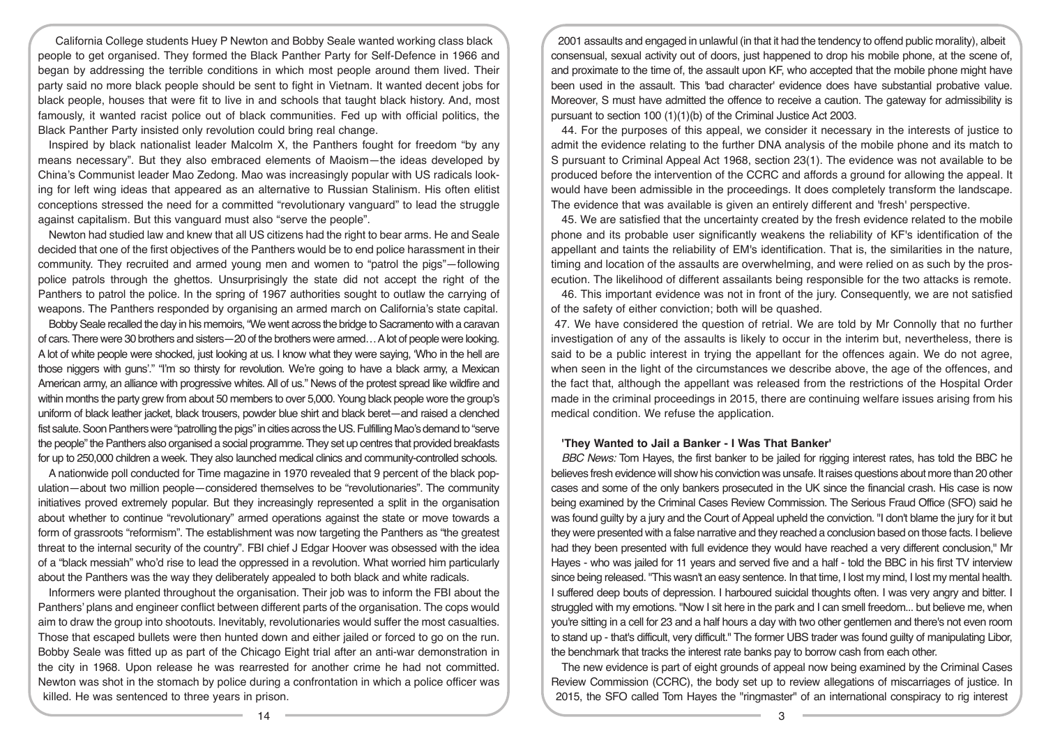California College students Huey P Newton and Bobby Seale wanted working class black people to get organised. They formed the Black Panther Party for Self-Defence in 1966 and began by addressing the terrible conditions in which most people around them lived. Their party said no more black people should be sent to fight in Vietnam. It wanted decent jobs for black people, houses that were fit to live in and schools that taught black history. And, most famously, it wanted racist police out of black communities. Fed up with official politics, the Black Panther Party insisted only revolution could bring real change.

Inspired by black nationalist leader Malcolm X, the Panthers fought for freedom "by any means necessary". But they also embraced elements of Maoism—the ideas developed by China's Communist leader Mao Zedong. Mao was increasingly popular with US radicals looking for left wing ideas that appeared as an alternative to Russian Stalinism. His often elitist conceptions stressed the need for a committed "revolutionary vanguard" to lead the struggle against capitalism. But this vanguard must also "serve the people".

Newton had studied law and knew that all US citizens had the right to bear arms. He and Seale decided that one of the first objectives of the Panthers would be to end police harassment in their community. They recruited and armed young men and women to "patrol the pigs"—following police patrols through the ghettos. Unsurprisingly the state did not accept the right of the Panthers to patrol the police. In the spring of 1967 authorities sought to outlaw the carrying of weapons. The Panthers responded by organising an armed march on California's state capital.

Bobby Seale recalled the day in his memoirs, "We went across the bridge to Sacramento with a caravan of cars. There were 30 brothers and sisters—20 of the brothers were armed… A lot of people were looking. A lot of white people were shocked, just looking at us. I know what they were saying, 'Who in the hell are those niggers with guns'." "I'm so thirsty for revolution. We're going to have a black army, a Mexican American army, an alliance with progressive whites. All of us." News of the protest spread like wildfire and within months the party grew from about 50 members to over 5,000. Young black people wore the group's uniform of black leather jacket, black trousers, powder blue shirt and black beret—and raised a clenched fist salute. Soon Panthers were "patrolling the pigs" in cities across the US. Fulfilling Mao's demand to "serve the people" the Panthers also organised a social programme. They set up centres that provided breakfasts for up to 250,000 children a week. They also launched medical clinics and community-controlled schools.

A nationwide poll conducted for Time magazine in 1970 revealed that 9 percent of the black population—about two million people—considered themselves to be "revolutionaries". The community initiatives proved extremely popular. But they increasingly represented a split in the organisation about whether to continue "revolutionary" armed operations against the state or move towards a form of grassroots "reformism". The establishment was now targeting the Panthers as "the greatest threat to the internal security of the country". FBI chief J Edgar Hoover was obsessed with the idea of a "black messiah" who'd rise to lead the oppressed in a revolution. What worried him particularly about the Panthers was the way they deliberately appealed to both black and white radicals.

Informers were planted throughout the organisation. Their job was to inform the FBI about the Panthers' plans and engineer conflict between different parts of the organisation. The cops would aim to draw the group into shootouts. Inevitably, revolutionaries would suffer the most casualties. Those that escaped bullets were then hunted down and either jailed or forced to go on the run. Bobby Seale was fitted up as part of the Chicago Eight trial after an anti-war demonstration in the city in 1968. Upon release he was rearrested for another crime he had not committed. Newton was shot in the stomach by police during a confrontation in which a police officer was killed. He was sentenced to three years in prison.

2001 assaults and engaged in unlawful (in that it had the tendency to offend public morality), albeit consensual, sexual activity out of doors, just happened to drop his mobile phone, at the scene of, and proximate to the time of, the assault upon KF, who accepted that the mobile phone might have been used in the assault. This 'bad character' evidence does have substantial probative value. Moreover, S must have admitted the offence to receive a caution. The gateway for admissibility is pursuant to section 100 (1)(1)(b) of the Criminal Justice Act 2003.

44. For the purposes of this appeal, we consider it necessary in the interests of justice to admit the evidence relating to the further DNA analysis of the mobile phone and its match to S pursuant to Criminal Appeal Act 1968, section 23(1). The evidence was not available to be produced before the intervention of the CCRC and affords a ground for allowing the appeal. It would have been admissible in the proceedings. It does completely transform the landscape. The evidence that was available is given an entirely different and 'fresh' perspective.

45. We are satisfied that the uncertainty created by the fresh evidence related to the mobile phone and its probable user significantly weakens the reliability of KF's identification of the appellant and taints the reliability of EM's identification. That is, the similarities in the nature, timing and location of the assaults are overwhelming, and were relied on as such by the prosecution. The likelihood of different assailants being responsible for the two attacks is remote.

46. This important evidence was not in front of the jury. Consequently, we are not satisfied of the safety of either conviction; both will be quashed.

47. We have considered the question of retrial. We are told by Mr Connolly that no further investigation of any of the assaults is likely to occur in the interim but, nevertheless, there is said to be a public interest in trying the appellant for the offences again. We do not agree, when seen in the light of the circumstances we describe above, the age of the offences, and the fact that, although the appellant was released from the restrictions of the Hospital Order made in the criminal proceedings in 2015, there are continuing welfare issues arising from his medical condition. We refuse the application.

**'They Wanted to Jail a Banker - I Was That Banker'**

*BBC News:* Tom Hayes, the first banker to be jailed for rigging interest rates, has told the BBC he believes fresh evidence will show his conviction was unsafe. It raises questions about more than 20 other cases and some of the only bankers prosecuted in the UK since the financial crash. His case is now being examined by the Criminal Cases Review Commission. The Serious Fraud Office (SFO) said he was found guilty by a jury and the Court of Appeal upheld the conviction. "I don't blame the jury for it but they were presented with a false narrative and they reached a conclusion based on those facts. I believe had they been presented with full evidence they would have reached a very different conclusion," Mr Hayes - who was jailed for 11 years and served five and a half - told the BBC in his first TV interview since being released. "This wasn't an easy sentence. In that time, I lost my mind, I lost my mental health. I suffered deep bouts of depression. I harboured suicidal thoughts often. I was very angry and bitter. I struggled with my emotions. "Now I sit here in the park and I can smell freedom... but believe me, when you're sitting in a cell for 23 and a half hours a day with two other gentlemen and there's not even room to stand up - that's difficult, very difficult." The former UBS trader was found guilty of manipulating Libor, the benchmark that tracks the interest rate banks pay to borrow cash from each other.

The new evidence is part of eight grounds of appeal now being examined by the Criminal Cases Review Commission (CCRC), the body set up to review allegations of miscarriages of justice. In 2015, the SFO called Tom Hayes the "ringmaster" of an international conspiracy to rig interest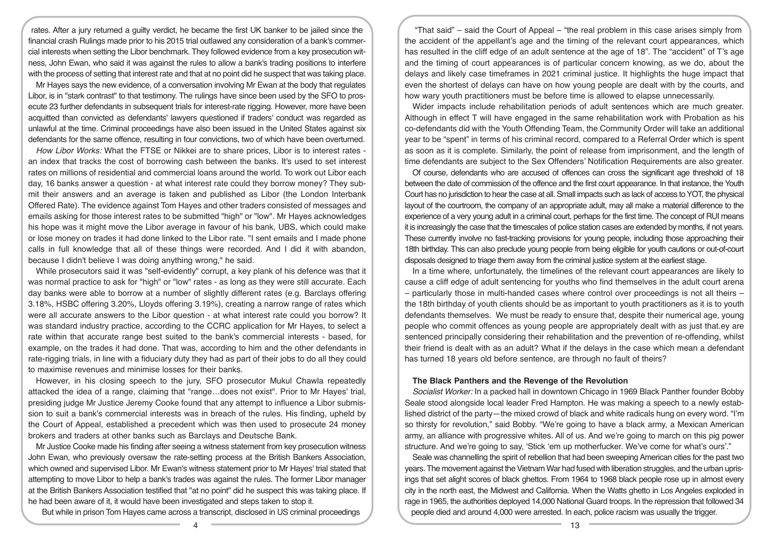rates. After a jury returned a guilty verdict, he became the first UK banker to be jailed since the financial crash Rulings made prior to his 2015 trial outlawed any consideration of a bank's commercial interests when setting the Libor benchmark. They followed evidence from a key prosecution witness, John Ewan, who said it was against the rules to allow a bank's trading positions to interfere with the process of setting that interest rate and that at no point did he suspect that was taking place.

Mr Hayes says the new evidence, of a conversation involving Mr Ewan at the body that regulates Libor, is in "stark contrast" to that testimony. The rulings have since been used by the SFO to prosecute 23 further defendants in subsequent trials for interest-rate rigging. However, more have been acquitted than convicted as defendants' lawyers questioned if traders' conduct was regarded as unlawful at the time. Criminal proceedings have also been issued in the United States against six defendants for the same offence, resulting in four convictions, two of which have been overturned.

*How Libor Works:* What the FTSE or Nikkei are to share prices, Libor is to interest rates - an index that tracks the cost of borrowing cash between the banks. It's used to set interest rates on millions of residential and commercial loans around the world. To work out Libor each day, 16 banks answer a question - at what interest rate could they borrow money? They submit their answers and an average is taken and published as Libor (the London Interbank Offered Rate). The evidence against Tom Hayes and other traders consisted of messages and emails asking for those interest rates to be submitted "high" or "low". Mr Hayes acknowledges his hope was it might move the Libor average in favour of his bank, UBS, which could make or lose money on trades it had done linked to the Libor rate. "I sent emails and I made phone calls in full knowledge that all of these things were recorded. And I did it with abandon, because I didn't believe I was doing anything wrong," he said.

While prosecutors said it was "self-evidently" corrupt, a key plank of his defence was that it was normal practice to ask for "high" or "low" rates - as long as they were still accurate. Each day banks were able to borrow at a number of slightly different rates (e.g. Barclays offering 3.18%, HSBC offering 3.20%, Lloyds offering 3.19%), creating a narrow range of rates which were all accurate answers to the Libor question - at what interest rate could you borrow? It was standard industry practice, according to the CCRC application for Mr Hayes, to select a rate within that accurate range best suited to the bank's commercial interests - based, for example, on the trades it had done. That was, according to him and the other defendants in rate-rigging trials, in line with a fiduciary duty they had as part of their jobs to do all they could to maximise revenues and minimise losses for their banks.

However, in his closing speech to the jury, SFO prosecutor Mukul Chawla repeatedly attacked the idea of a range, claiming that "range…does not exist". Prior to Mr Hayes' trial, presiding judge Mr Justice Jeremy Cooke found that any attempt to influence a Libor submission to suit a bank's commercial interests was in breach of the rules. His finding, upheld by the Court of Appeal, established a precedent which was then used to prosecute 24 money brokers and traders at other banks such as Barclays and Deutsche Bank.

Mr Justice Cooke made his finding after seeking a witness statement from key prosecution witness John Ewan, who previously oversaw the rate-setting process at the British Bankers Association, which owned and supervised Libor. Mr Ewan's witness statement prior to Mr Hayes' trial stated that attempting to move Libor to help a bank's trades was against the rules. The former Libor manager at the British Bankers Association testified that "at no point" did he suspect this was taking place. If he had been aware of it, it would have been investigated and steps taken to stop it.

But while in prison Tom Hayes came across a transcript, disclosed in US criminal proceedings

"That said" – said the Court of Appeal – "the real problem in this case arises simply from the accident of the appellant's age and the timing of the relevant court appearances, which has resulted in the cliff edge of an adult sentence at the age of 18". The "accident" of T's age and the timing of court appearances is of particular concern knowing, as we do, about the delays and likely case timeframes in 2021 criminal justice. It highlights the huge impact that even the shortest of delays can have on how young people are dealt with by the courts, and how wary youth practitioners must be before time is allowed to elapse unnecessarily.

Wider impacts include rehabilitation periods of adult sentences which are much greater. Although in effect T will have engaged in the same rehabilitation work with Probation as his co-defendants did with the Youth Offending Team, the Community Order will take an additional year to be "spent" in terms of his criminal record, compared to a Referral Order which is spent as soon as it is complete. Similarly, the point of release from imprisonment, and the length of time defendants are subject to the Sex Offenders' Notification Requirements are also greater.

Of course, defendants who are accused of offences can cross the significant age threshold of 18 between the date of commission of the offence and the first court appearance. In that instance, the Youth Court has no jurisdiction to hear the case at all. Small impacts such as lack of access to YOT, the physical layout of the courtroom, the company of an appropriate adult, may all make a material difference to the experience of a very young adult in a criminal court, perhaps for the first time. The concept of RUI means it is increasingly the case that the timescales of police station cases are extended by months, if not years. These currently involve no fast-tracking provisions for young people, including those approaching their 18th birthday. This can also preclude young people from being eligible for youth cautions or out-of-court disposals designed to triage them away from the criminal justice system at the earliest stage.

In a time where, unfortunately, the timelines of the relevant court appearances are likely to cause a cliff edge of adult sentencing for youths who find themselves in the adult court arena – particularly those in multi-handed cases where control over proceedings is not all theirs – the 18th birthday of youth clients should be as important to youth practitioners as it is to youth defendants themselves. We must be ready to ensure that, despite their numerical age, young people who commit offences as young people are appropriately dealt with as just that.ey are sentenced principally considering their rehabilitation and the prevention of re-offending, whilst their friend is dealt with as an adult? What if the delays in the case which mean a defendant has turned 18 years old before sentence, are through no fault of theirs?

**The Black Panthers and the Revenge of the Revolution**

*Socialist Worker:* In a packed hall in downtown Chicago in 1969 Black Panther founder Bobby Seale stood alongside local leader Fred Hampton. He was making a speech to a newly established district of the party—the mixed crowd of black and white radicals hung on every word. "I'm so thirsty for revolution," said Bobby. "We're going to have a black army, a Mexican American army, an alliance with progressive whites. All of us. And we're going to march on this pig power structure. And we're going to say, 'Stick 'em up motherfucker. We've come for what's ours'."

Seale was channelling the spirit of rebellion that had been sweeping American cities for the past two years. The movement against the Vietnam War had fused with liberation struggles, and the urban uprisings that set alight scores of black ghettos. From 1964 to 1968 black people rose up in almost every city in the north east, the Midwest and California. When the Watts ghetto in Los Angeles exploded in rage in 1965, the authorities deployed 14,000 National Guard troops. In the repression that followed 34 people died and around 4,000 were arrested. In each, police racism was usually the trigger.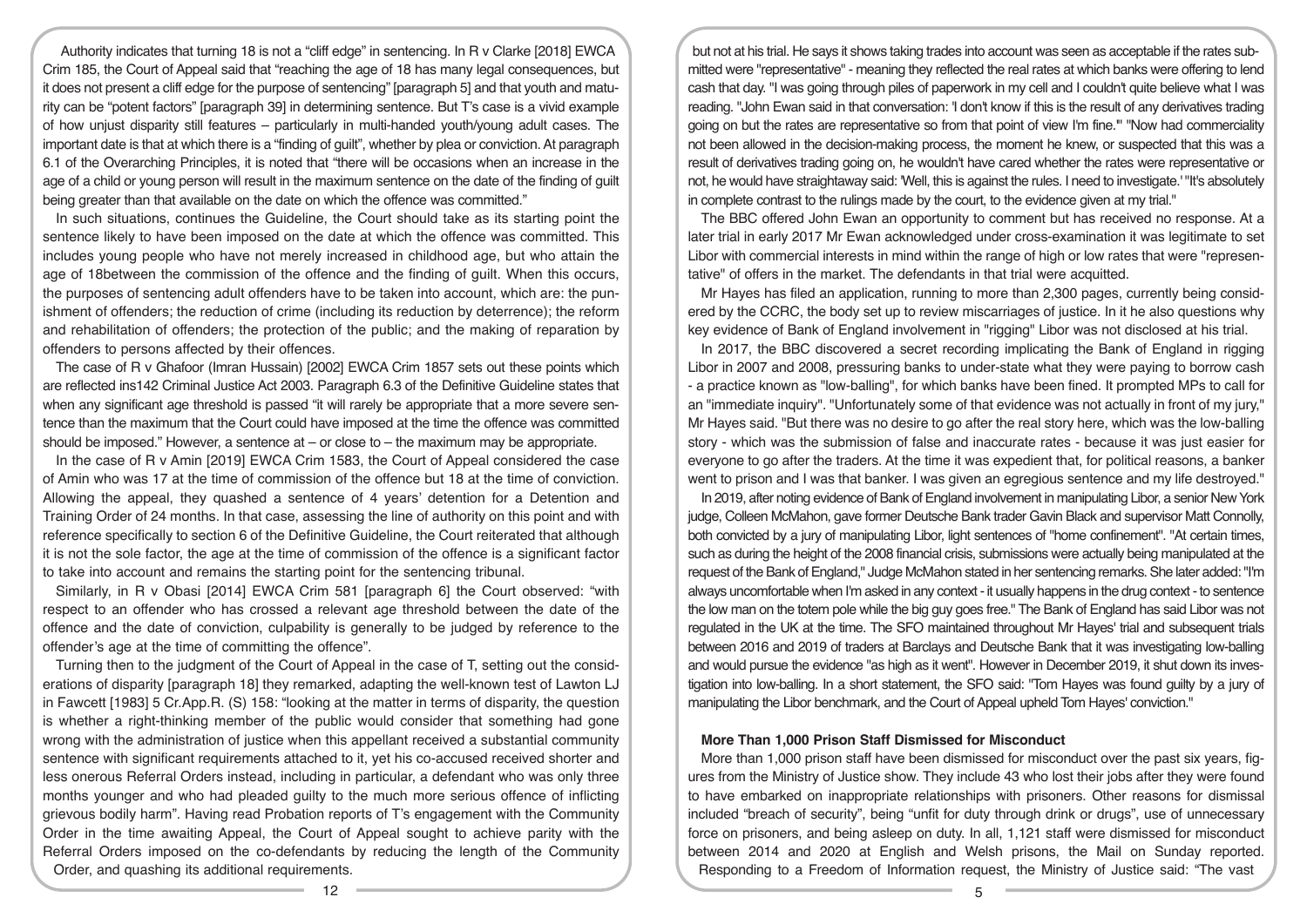Authority indicates that turning 18 is not a "cliff edge" in sentencing. In R v Clarke [2018] EWCA Crim 185, the Court of Appeal said that "reaching the age of 18 has many legal consequences, but it does not present a cliff edge for the purpose of sentencing" [paragraph 5] and that youth and maturity can be "potent factors" [paragraph 39] in determining sentence. But T's case is a vivid example of how unjust disparity still features – particularly in multi-handed youth/young adult cases. The important date is that at which there is a "finding of guilt", whether by plea or conviction. At paragraph 6.1 of the Overarching Principles, it is noted that "there will be occasions when an increase in the age of a child or young person will result in the maximum sentence on the date of the finding of guilt being greater than that available on the date on which the offence was committed."

In such situations, continues the Guideline, the Court should take as its starting point the sentence likely to have been imposed on the date at which the offence was committed. This includes young people who have not merely increased in childhood age, but who attain the age of 18between the commission of the offence and the finding of guilt. When this occurs, the purposes of sentencing adult offenders have to be taken into account, which are: the punishment of offenders; the reduction of crime (including its reduction by deterrence); the reform and rehabilitation of offenders; the protection of the public; and the making of reparation by offenders to persons affected by their offences.

The case of R v Ghafoor (Imran Hussain) [2002] EWCA Crim 1857 sets out these points which are reflected ins142 Criminal Justice Act 2003. Paragraph 6.3 of the Definitive Guideline states that when any significant age threshold is passed "it will rarely be appropriate that a more severe sentence than the maximum that the Court could have imposed at the time the offence was committed should be imposed." However, a sentence at – or close to – the maximum may be appropriate.

In the case of R v Amin [2019] EWCA Crim 1583, the Court of Appeal considered the case of Amin who was 17 at the time of commission of the offence but 18 at the time of conviction. Allowing the appeal, they quashed a sentence of 4 years' detention for a Detention and Training Order of 24 months. In that case, assessing the line of authority on this point and with reference specifically to section 6 of the Definitive Guideline, the Court reiterated that although it is not the sole factor, the age at the time of commission of the offence is a significant factor to take into account and remains the starting point for the sentencing tribunal.

Similarly, in R v Obasi [2014] EWCA Crim 581 [paragraph 6] the Court observed: "with respect to an offender who has crossed a relevant age threshold between the date of the offence and the date of conviction, culpability is generally to be judged by reference to the offender's age at the time of committing the offence".

Turning then to the judgment of the Court of Appeal in the case of T, setting out the considerations of disparity [paragraph 18] they remarked, adapting the well-known test of Lawton LJ in Fawcett [1983] 5 Cr.App.R. (S) 158: "looking at the matter in terms of disparity, the question is whether a right-thinking member of the public would consider that something had gone wrong with the administration of justice when this appellant received a substantial community sentence with significant requirements attached to it, yet his co-accused received shorter and less onerous Referral Orders instead, including in particular, a defendant who was only three months younger and who had pleaded guilty to the much more serious offence of inflicting grievous bodily harm". Having read Probation reports of T's engagement with the Community Order in the time awaiting Appeal, the Court of Appeal sought to achieve parity with the Referral Orders imposed on the co-defendants by reducing the length of the Community Order, and quashing its additional requirements.

but not at his trial. He says it shows taking trades into account was seen as acceptable if the rates submitted were "representative" - meaning they reflected the real rates at which banks were offering to lend cash that day. "I was going through piles of paperwork in my cell and I couldn't quite believe what I was reading. "John Ewan said in that conversation: 'I don't know if this is the result of any derivatives trading going on but the rates are representative so from that point of view I'm fine.'" "Now had commerciality not been allowed in the decision-making process, the moment he knew, or suspected that this was a result of derivatives trading going on, he wouldn't have cared whether the rates were representative or not, he would have straightaway said: 'Well, this is against the rules. I need to investigate.' "It's absolutely in complete contrast to the rulings made by the court, to the evidence given at my trial."

The BBC offered John Ewan an opportunity to comment but has received no response. At a later trial in early 2017 Mr Ewan acknowledged under cross-examination it was legitimate to set Libor with commercial interests in mind within the range of high or low rates that were "representative" of offers in the market. The defendants in that trial were acquitted.

Mr Hayes has filed an application, running to more than 2,300 pages, currently being considered by the CCRC, the body set up to review miscarriages of justice. In it he also questions why key evidence of Bank of England involvement in "rigging" Libor was not disclosed at his trial.

In 2017, the BBC discovered a secret recording implicating the Bank of England in rigging Libor in 2007 and 2008, pressuring banks to under-state what they were paying to borrow cash - a practice known as "low-balling", for which banks have been fined. It prompted MPs to call for an "immediate inquiry". "Unfortunately some of that evidence was not actually in front of my jury," Mr Hayes said. "But there was no desire to go after the real story here, which was the low-balling story - which was the submission of false and inaccurate rates - because it was just easier for everyone to go after the traders. At the time it was expedient that, for political reasons, a banker went to prison and I was that banker. I was given an egregious sentence and my life destroyed."

In 2019, after noting evidence of Bank of England involvement in manipulating Libor, a senior New York judge, Colleen McMahon, gave former Deutsche Bank trader Gavin Black and supervisor Matt Connolly, both convicted by a jury of manipulating Libor, light sentences of "home confinement". "At certain times, such as during the height of the 2008 financial crisis, submissions were actually being manipulated at the request of the Bank of England," Judge McMahon stated in her sentencing remarks. She later added: "I'm always uncomfortable when I'm asked in any context - it usually happens in the drug context - to sentence the low man on the totem pole while the big guy goes free." The Bank of England has said Libor was not regulated in the UK at the time. The SFO maintained throughout Mr Hayes' trial and subsequent trials between 2016 and 2019 of traders at Barclays and Deutsche Bank that it was investigating low-balling and would pursue the evidence "as high as it went". However in December 2019, it shut down its investigation into low-balling. In a short statement, the SFO said: "Tom Hayes was found guilty by a jury of manipulating the Libor benchmark, and the Court of Appeal upheld Tom Hayes' conviction."

## More Than 1,000 Prison Staff Dismissed for Misconduct

More than 1,000 prison staff have been dismissed for misconduct over the past six years, figures from the Ministry of Justice show. They include 43 who lost their jobs after they were found to have embarked on inappropriate relationships with prisoners. Other reasons for dismissal included "breach of security", being "unfit for duty through drink or drugs", use of unnecessary force on prisoners, and being asleep on duty. In all, 1,121 staff were dismissed for misconduct between 2014 and 2020 at English and Welsh prisons, the Mail on Sunday reported. Responding to a Freedom of Information request, the Ministry of Justice said: "The vast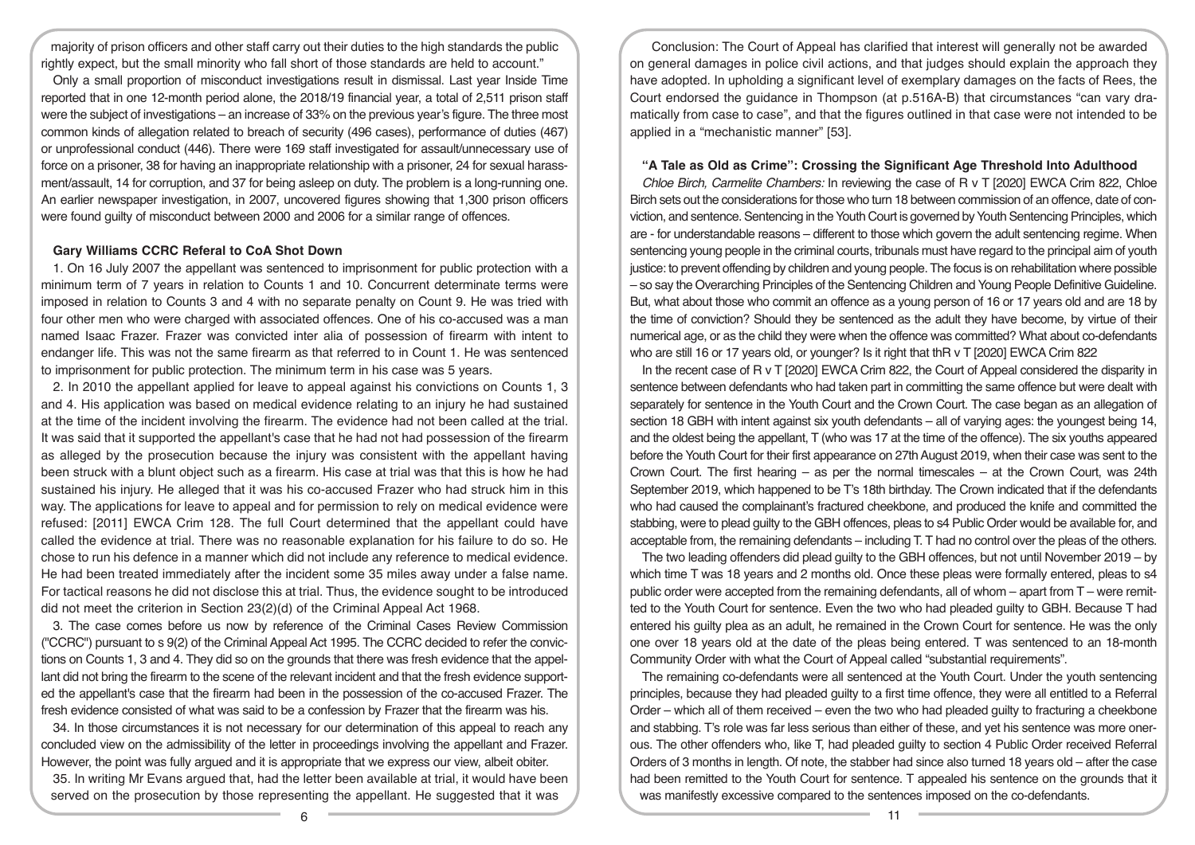majority of prison officers and other staff carry out their duties to the high standards the public rightly expect, but the small minority who fall short of those standards are held to account."

Only a small proportion of misconduct investigations result in dismissal. Last year Inside Time reported that in one 12-month period alone, the 2018/19 financial year, a total of 2,511 prison staff were the subject of investigations – an increase of 33% on the previous year's figure. The three most common kinds of allegation related to breach of security (496 cases), performance of duties (467) or unprofessional conduct (446). There were 169 staff investigated for assault/unnecessary use of force on a prisoner, 38 for having an inappropriate relationship with a prisoner, 24 for sexual harassment/assault, 14 for corruption, and 37 for being asleep on duty. The problem is a long-running one. An earlier newspaper investigation, in 2007, uncovered figures showing that 1,300 prison officers were found guilty of misconduct between 2000 and 2006 for a similar range of offences.

### Gary Williams CCRC Referal to CoA Shot Down

1. On 16 July 2007 the appellant was sentenced to imprisonment for public protection with a minimum term of 7 years in relation to Counts 1 and 10. Concurrent determinate terms were imposed in relation to Counts 3 and 4 with no separate penalty on Count 9. He was tried with four other men who were charged with associated offences. One of his co-accused was a man named Isaac Frazer. Frazer was convicted inter alia of possession of firearm with intent to endanger life. This was not the same firearm as that referred to in Count 1. He was sentenced to imprisonment for public protection. The minimum term in his case was 5 years.

2. In 2010 the appellant applied for leave to appeal against his convictions on Counts 1, 3 and 4. His application was based on medical evidence relating to an injury he had sustained at the time of the incident involving the firearm. The evidence had not been called at the trial. It was said that it supported the appellant's case that he had not had possession of the firearm as alleged by the prosecution because the injury was consistent with the appellant having been struck with a blunt object such as a firearm. His case at trial was that this is how he had sustained his injury. He alleged that it was his co-accused Frazer who had struck him in this way. The applications for leave to appeal and for permission to rely on medical evidence were refused: [2011] EWCA Crim 128. The full Court determined that the appellant could have called the evidence at trial. There was no reasonable explanation for his failure to do so. He chose to run his defence in a manner which did not include any reference to medical evidence. He had been treated immediately after the incident some 35 miles away under a false name. For tactical reasons he did not disclose this at trial. Thus, the evidence sought to be introduced did not meet the criterion in Section 23(2)(d) of the Criminal Appeal Act 1968.

3. The case comes before us now by reference of the Criminal Cases Review Commission ("CCRC") pursuant to s 9(2) of the Criminal Appeal Act 1995. The CCRC decided to refer the convictions on Counts 1, 3 and 4. They did so on the grounds that there was fresh evidence that the appellant did not bring the firearm to the scene of the relevant incident and that the fresh evidence supported the appellant's case that the firearm had been in the possession of the co-accused Frazer. The fresh evidence consisted of what was said to be a confession by Frazer that the firearm was his.

34. In those circumstances it is not necessary for our determination of this appeal to reach any concluded view on the admissibility of the letter in proceedings involving the appellant and Frazer. However, the point was fully argued and it is appropriate that we express our view, albeit obiter.

35. In writing Mr Evans argued that, had the letter been available at trial, it would have been served on the prosecution by those representing the appellant. He suggested that it was

Conclusion: The Court of Appeal has clarified that interest will generally not be awarded on general damages in police civil actions, and that judges should explain the approach they have adopted. In upholding a significant level of exemplary damages on the facts of Rees, the Court endorsed the guidance in Thompson (at p.516A-B) that circumstances "can vary dramatically from case to case", and that the figures outlined in that case were not intended to be applied in a "mechanistic manner" [53].

### "A Tale as Old as Crime": Crossing the Significant Age Threshold Into Adulthood

*Chloe Birch, Carmelite Chambers:* In reviewing the case of R v T [2020] EWCA Crim 822, Chloe Birch sets out the considerations for those who turn 18 between commission of an offence, date of conviction, and sentence. Sentencing in the Youth Court is governed by Youth Sentencing Principles, which are - for understandable reasons – different to those which govern the adult sentencing regime. When sentencing young people in the criminal courts, tribunals must have regard to the principal aim of youth justice: to prevent offending by children and young people. The focus is on rehabilitation where possible – so say the Overarching Principles of the Sentencing Children and Young People Definitive Guideline. But, what about those who commit an offence as a young person of 16 or 17 years old and are 18 by the time of conviction? Should they be sentenced as the adult they have become, by virtue of their numerical age, or as the child they were when the offence was committed? What about co-defendants who are still 16 or 17 years old, or younger? Is it right that thR v T [2020] EWCA Crim 822

In the recent case of R v T [2020] EWCA Crim 822, the Court of Appeal considered the disparity in sentence between defendants who had taken part in committing the same offence but were dealt with separately for sentence in the Youth Court and the Crown Court. The case began as an allegation of section 18 GBH with intent against six youth defendants – all of varying ages: the youngest being 14, and the oldest being the appellant, T (who was 17 at the time of the offence). The six youths appeared before the Youth Court for their first appearance on 27th August 2019, when their case was sent to the Crown Court. The first hearing – as per the normal timescales – at the Crown Court, was 24th September 2019, which happened to be T's 18th birthday. The Crown indicated that if the defendants who had caused the complainant's fractured cheekbone, and produced the knife and committed the stabbing, were to plead guilty to the GBH offences, pleas to s4 Public Order would be available for, and acceptable from, the remaining defendants – including T. T had no control over the pleas of the others.

The two leading offenders did plead guilty to the GBH offences, but not until November 2019 – by which time T was 18 years and 2 months old. Once these pleas were formally entered, pleas to s4 public order were accepted from the remaining defendants, all of whom – apart from T – were remitted to the Youth Court for sentence. Even the two who had pleaded guilty to GBH. Because T had entered his guilty plea as an adult, he remained in the Crown Court for sentence. He was the only one over 18 years old at the date of the pleas being entered. T was sentenced to an 18-month Community Order with what the Court of Appeal called "substantial requirements".

The remaining co-defendants were all sentenced at the Youth Court. Under the youth sentencing principles, because they had pleaded guilty to a first time offence, they were all entitled to a Referral Order – which all of them received – even the two who had pleaded guilty to fracturing a cheekbone and stabbing. T's role was far less serious than either of these, and yet his sentence was more onerous. The other offenders who, like T, had pleaded guilty to section 4 Public Order received Referral Orders of 3 months in length. Of note, the stabber had since also turned 18 years old – after the case had been remitted to the Youth Court for sentence. T appealed his sentence on the grounds that it was manifestly excessive compared to the sentences imposed on the co-defendants.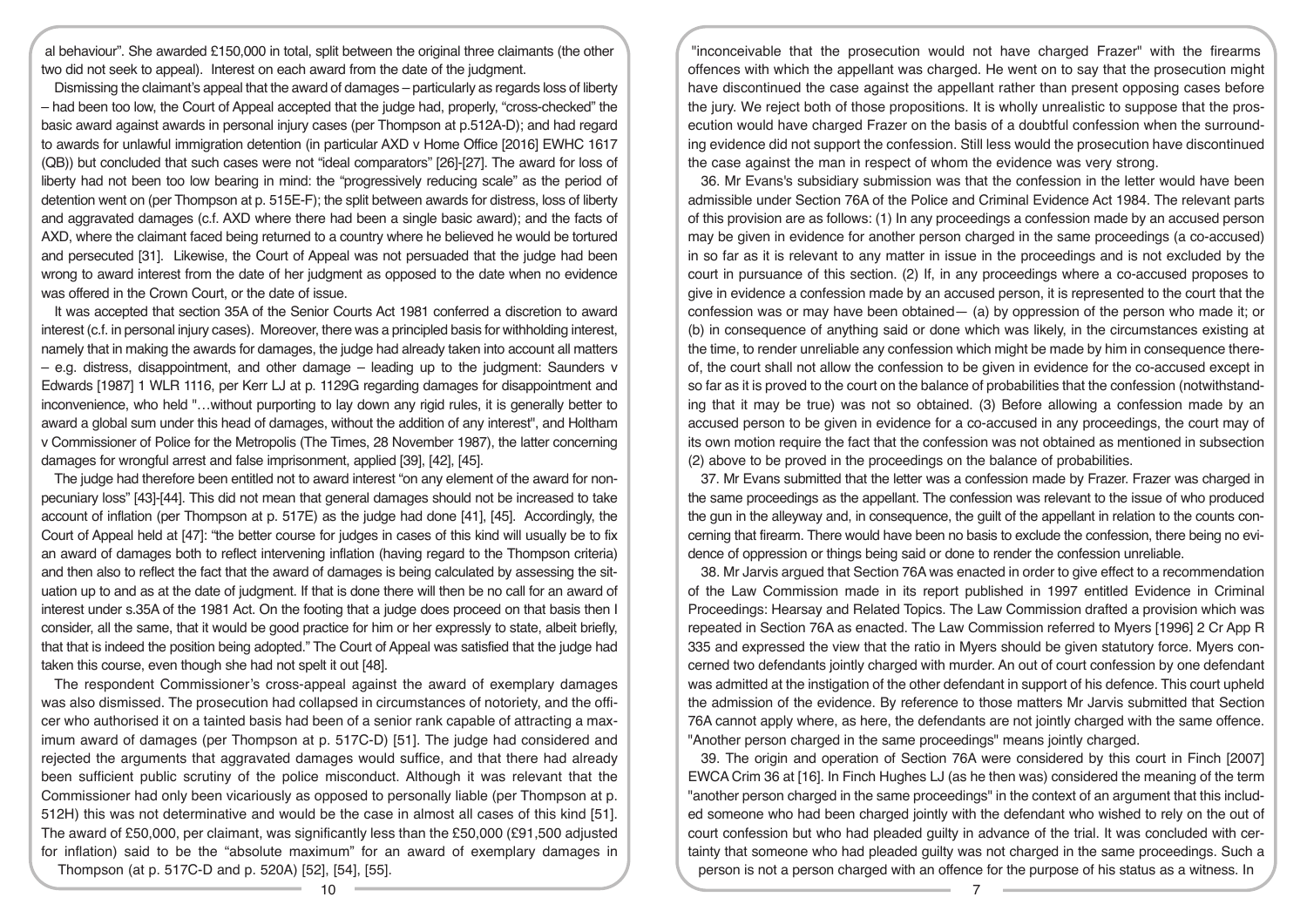al behaviour". She awarded £150,000 in total, split between the original three claimants (the other two did not seek to appeal). Interest on each award from the date of the judgment.

Dismissing the claimant's appeal that the award of damages – particularly as regards loss of liberty – had been too low, the Court of Appeal accepted that the judge had, properly, "cross-checked" the basic award against awards in personal injury cases (per Thompson at p.512A-D); and had regard to awards for unlawful immigration detention (in particular AXD v Home Office [2016] EWHC 1617 (QB)) but concluded that such cases were not "ideal comparators" [26]-[27]. The award for loss of liberty had not been too low bearing in mind: the "progressively reducing scale" as the period of detention went on (per Thompson at p. 515E-F); the split between awards for distress, loss of liberty and aggravated damages (c.f. AXD where there had been a single basic award); and the facts of AXD, where the claimant faced being returned to a country where he believed he would be tortured and persecuted [31]. Likewise, the Court of Appeal was not persuaded that the judge had been wrong to award interest from the date of her judgment as opposed to the date when no evidence was offered in the Crown Court, or the date of issue.

It was accepted that section 35A of the Senior Courts Act 1981 conferred a discretion to award interest (c.f. in personal injury cases). Moreover, there was a principled basis for withholding interest, namely that in making the awards for damages, the judge had already taken into account all matters – e.g. distress, disappointment, and other damage – leading up to the judgment: Saunders v Edwards [1987] 1 WLR 1116, per Kerr LJ at p. 1129G regarding damages for disappointment and inconvenience, who held "…without purporting to lay down any rigid rules, it is generally better to award a global sum under this head of damages, without the addition of any interest", and Holtham v Commissioner of Police for the Metropolis (The Times, 28 November 1987), the latter concerning damages for wrongful arrest and false imprisonment, applied [39], [42], [45].

The judge had therefore been entitled not to award interest "on any element of the award for non-pecuniary loss" [43]-[44]. This did not mean that general damages should not be increased to take account of inflation (per Thompson at p. 517E) as the judge had done [41], [45]. Accordingly, the Court of Appeal held at [47]: "the better course for judges in cases of this kind will usually be to fix an award of damages both to reflect intervening inflation (having regard to the Thompson criteria) and then also to reflect the fact that the award of damages is being calculated by assessing the situation up to and as at the date of judgment. If that is done there will then be no call for an award of interest under s.35A of the 1981 Act. On the footing that a judge does proceed on that basis then I consider, all the same, that it would be good practice for him or her expressly to state, albeit briefly, that that is indeed the position being adopted." The Court of Appeal was satisfied that the judge had taken this course, even though she had not spelt it out [48].

The respondent Commissioner's cross-appeal against the award of exemplary damages was also dismissed. The prosecution had collapsed in circumstances of notoriety, and the officer who authorised it on a tainted basis had been of a senior rank capable of attracting a maximum award of damages (per Thompson at p. 517C-D) [51]. The judge had considered and rejected the arguments that aggravated damages would suffice, and that there had already been sufficient public scrutiny of the police misconduct. Although it was relevant that the Commissioner had only been vicariously as opposed to personally liable (per Thompson at p. 512H) this was not determinative and would be the case in almost all cases of this kind [51]. The award of £50,000, per claimant, was significantly less than the £50,000 (£91,500 adjusted for inflation) said to be the "absolute maximum" for an award of exemplary damages in Thompson (at p. 517C-D and p. 520A) [52], [54], [55].

"inconceivable that the prosecution would not have charged Frazer" with the firearms offences with which the appellant was charged. He went on to say that the prosecution might have discontinued the case against the appellant rather than present opposing cases before the jury. We reject both of those propositions. It is wholly unrealistic to suppose that the prosecution would have charged Frazer on the basis of a doubtful confession when the surrounding evidence did not support the confession. Still less would the prosecution have discontinued the case against the man in respect of whom the evidence was very strong.

36. Mr Evans's subsidiary submission was that the confession in the letter would have been admissible under Section 76A of the Police and Criminal Evidence Act 1984. The relevant parts of this provision are as follows: (1) In any proceedings a confession made by an accused person may be given in evidence for another person charged in the same proceedings (a co-accused) in so far as it is relevant to any matter in issue in the proceedings and is not excluded by the court in pursuance of this section. (2) If, in any proceedings where a co-accused proposes to give in evidence a confession made by an accused person, it is represented to the court that the confession was or may have been obtained— (a) by oppression of the person who made it; or (b) in consequence of anything said or done which was likely, in the circumstances existing at the time, to render unreliable any confession which might be made by him in consequence thereof, the court shall not allow the confession to be given in evidence for the co-accused except in so far as it is proved to the court on the balance of probabilities that the confession (notwithstanding that it may be true) was not so obtained. (3) Before allowing a confession made by an accused person to be given in evidence for a co-accused in any proceedings, the court may of its own motion require the fact that the confession was not obtained as mentioned in subsection (2) above to be proved in the proceedings on the balance of probabilities.

37. Mr Evans submitted that the letter was a confession made by Frazer. Frazer was charged in the same proceedings as the appellant. The confession was relevant to the issue of who produced the gun in the alleyway and, in consequence, the guilt of the appellant in relation to the counts concerning that firearm. There would have been no basis to exclude the confession, there being no evidence of oppression or things being said or done to render the confession unreliable.

38. Mr Jarvis argued that Section 76A was enacted in order to give effect to a recommendation of the Law Commission made in its report published in 1997 entitled Evidence in Criminal Proceedings: Hearsay and Related Topics. The Law Commission drafted a provision which was repeated in Section 76A as enacted. The Law Commission referred to Myers [1996] 2 Cr App R 335 and expressed the view that the ratio in Myers should be given statutory force. Myers concerned two defendants jointly charged with murder. An out of court confession by one defendant was admitted at the instigation of the other defendant in support of his defence. This court upheld the admission of the evidence. By reference to those matters Mr Jarvis submitted that Section 76A cannot apply where, as here, the defendants are not jointly charged with the same offence. "Another person charged in the same proceedings" means jointly charged.

39. The origin and operation of Section 76A were considered by this court in Finch [2007] EWCA Crim 36 at [16]. In Finch Hughes LJ (as he then was) considered the meaning of the term "another person charged in the same proceedings" in the context of an argument that this included someone who had been charged jointly with the defendant who wished to rely on the out of court confession but who had pleaded guilty in advance of the trial. It was concluded with certainty that someone who had pleaded guilty was not charged in the same proceedings. Such a person is not a person charged with an offence for the purpose of his status as a witness. In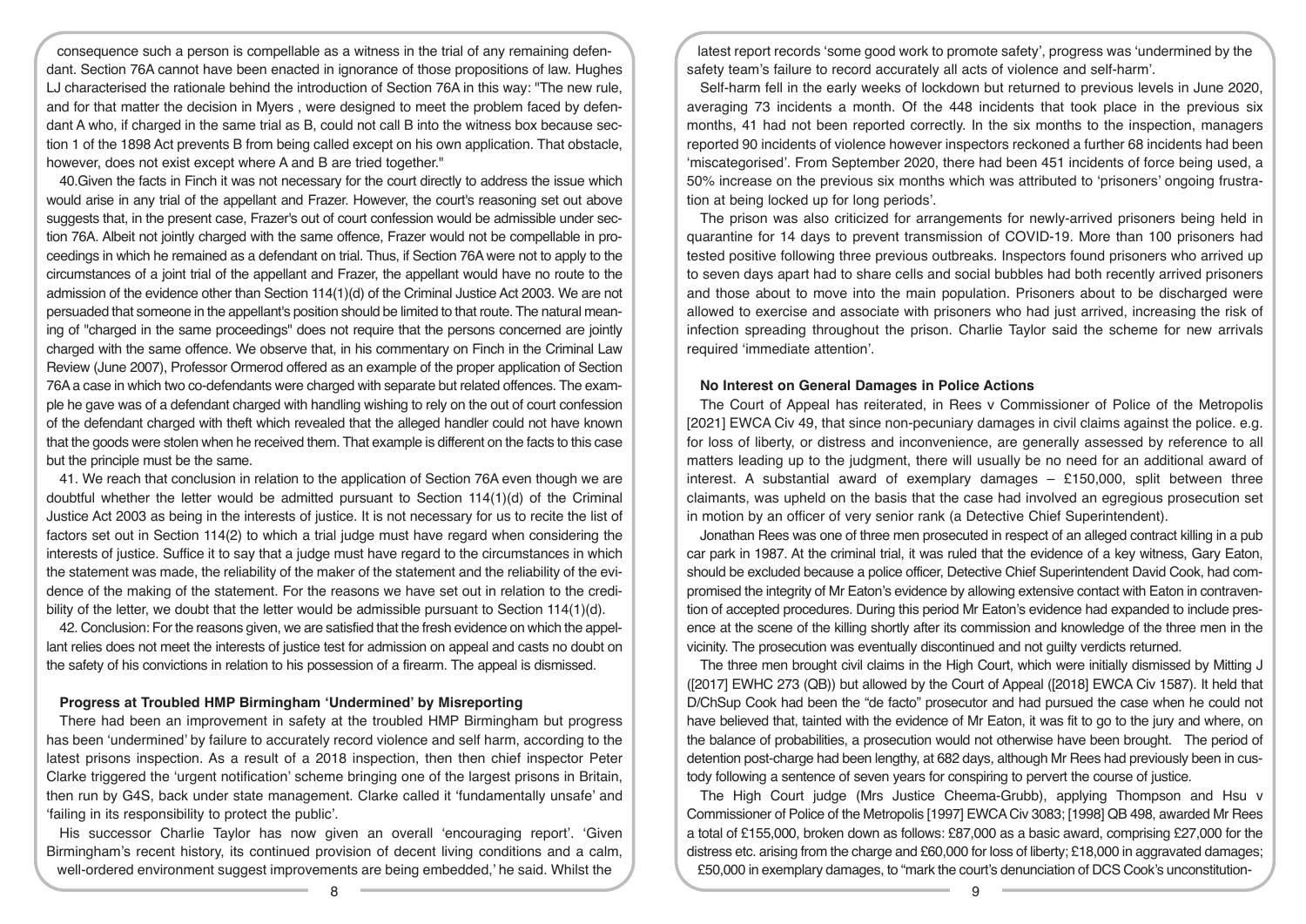consequence such a person is compellable as a witness in the trial of any remaining defendant. Section 76A cannot have been enacted in ignorance of those propositions of law. Hughes LJ characterised the rationale behind the introduction of Section 76A in this way: "The new rule, and for that matter the decision in Myers , were designed to meet the problem faced by defendant A who, if charged in the same trial as B, could not call B into the witness box because section 1 of the 1898 Act prevents B from being called except on his own application. That obstacle, however, does not exist except where A and B are tried together."

40.Given the facts in Finch it was not necessary for the court directly to address the issue which would arise in any trial of the appellant and Frazer. However, the court's reasoning set out above suggests that, in the present case, Frazer's out of court confession would be admissible under section 76A. Albeit not jointly charged with the same offence, Frazer would not be compellable in proceedings in which he remained as a defendant on trial. Thus, if Section 76A were not to apply to the circumstances of a joint trial of the appellant and Frazer, the appellant would have no route to the admission of the evidence other than Section 114(1)(d) of the Criminal Justice Act 2003. We are not persuaded that someone in the appellant's position should be limited to that route. The natural meaning of "charged in the same proceedings" does not require that the persons concerned are jointly charged with the same offence. We observe that, in his commentary on Finch in the Criminal Law Review (June 2007), Professor Ormerod offered as an example of the proper application of Section 76A a case in which two co-defendants were charged with separate but related offences. The example he gave was of a defendant charged with handling wishing to rely on the out of court confession of the defendant charged with theft which revealed that the alleged handler could not have known that the goods were stolen when he received them. That example is different on the facts to this case but the principle must be the same.

41. We reach that conclusion in relation to the application of Section 76A even though we are doubtful whether the letter would be admitted pursuant to Section 114(1)(d) of the Criminal Justice Act 2003 as being in the interests of justice. It is not necessary for us to recite the list of factors set out in Section 114(2) to which a trial judge must have regard when considering the interests of justice. Suffice it to say that a judge must have regard to the circumstances in which the statement was made, the reliability of the maker of the statement and the reliability of the evidence of the making of the statement. For the reasons we have set out in relation to the credibility of the letter, we doubt that the letter would be admissible pursuant to Section 114(1)(d).

42. Conclusion: For the reasons given, we are satisfied that the fresh evidence on which the appellant relies does not meet the interests of justice test for admission on appeal and casts no doubt on the safety of his convictions in relation to his possession of a firearm. The appeal is dismissed.

### Progress at Troubled HMP Birmingham 'Undermined' by Misreporting

There had been an improvement in safety at the troubled HMP Birmingham but progress has been 'undermined' by failure to accurately record violence and self harm, according to the latest prisons inspection. As a result of a 2018 inspection, then then chief inspector Peter Clarke triggered the 'urgent notification' scheme bringing one of the largest prisons in Britain, then run by G4S, back under state management. Clarke called it 'fundamentally unsafe' and 'failing in its responsibility to protect the public'.

His successor Charlie Taylor has now given an overall 'encouraging report'. 'Given Birmingham's recent history, its continued provision of decent living conditions and a calm, well-ordered environment suggest improvements are being embedded,' he said. Whilst the latest report records 'some good work to promote safety', progress was 'undermined by the safety team's failure to record accurately all acts of violence and self-harm'.

Self-harm fell in the early weeks of lockdown but returned to previous levels in June 2020, averaging 73 incidents a month. Of the 448 incidents that took place in the previous six months, 41 had not been reported correctly. In the six months to the inspection, managers reported 90 incidents of violence however inspectors reckoned a further 68 incidents had been 'miscategorised'. From September 2020, there had been 451 incidents of force being used, a 50% increase on the previous six months which was attributed to 'prisoners' ongoing frustration at being locked up for long periods'.

The prison was also criticized for arrangements for newly-arrived prisoners being held in quarantine for 14 days to prevent transmission of COVID-19. More than 100 prisoners had tested positive following three previous outbreaks. Inspectors found prisoners who arrived up to seven days apart had to share cells and social bubbles had both recently arrived prisoners and those about to move into the main population. Prisoners about to be discharged were allowed to exercise and associate with prisoners who had just arrived, increasing the risk of infection spreading throughout the prison. Charlie Taylor said the scheme for new arrivals required 'immediate attention'.

### No Interest on General Damages in Police Actions

The Court of Appeal has reiterated, in Rees v Commissioner of Police of the Metropolis [2021] EWCA Civ 49, that since non-pecuniary damages in civil claims against the police. e.g. for loss of liberty, or distress and inconvenience, are generally assessed by reference to all matters leading up to the judgment, there will usually be no need for an additional award of interest. A substantial award of exemplary damages – £150,000, split between three claimants, was upheld on the basis that the case had involved an egregious prosecution set in motion by an officer of very senior rank (a Detective Chief Superintendent).

Jonathan Rees was one of three men prosecuted in respect of an alleged contract killing in a pub car park in 1987. At the criminal trial, it was ruled that the evidence of a key witness, Gary Eaton, should be excluded because a police officer, Detective Chief Superintendent David Cook, had compromised the integrity of Mr Eaton's evidence by allowing extensive contact with Eaton in contravention of accepted procedures. During this period Mr Eaton's evidence had expanded to include presence at the scene of the killing shortly after its commission and knowledge of the three men in the vicinity. The prosecution was eventually discontinued and not guilty verdicts returned.

The three men brought civil claims in the High Court, which were initially dismissed by Mitting J ([2017] EWHC 273 (QB)) but allowed by the Court of Appeal ([2018] EWCA Civ 1587). It held that D/ChSup Cook had been the "de facto" prosecutor and had pursued the case when he could not have believed that, tainted with the evidence of Mr Eaton, it was fit to go to the jury and where, on the balance of probabilities, a prosecution would not otherwise have been brought. The period of detention post-charge had been lengthy, at 682 days, although Mr Rees had previously been in custody following a sentence of seven years for conspiring to pervert the course of justice.

The High Court judge (Mrs Justice Cheema-Grubb), applying Thompson and Hsu v Commissioner of Police of the Metropolis [1997] EWCA Civ 3083; [1998] QB 498, awarded Mr Rees a total of £155,000, broken down as follows: £87,000 as a basic award, comprising £27,000 for the distress etc. arising from the charge and £60,000 for loss of liberty; £18,000 in aggravated damages; £50,000 in exemplary damages, to "mark the court's denunciation of DCS Cook's unconstitution-